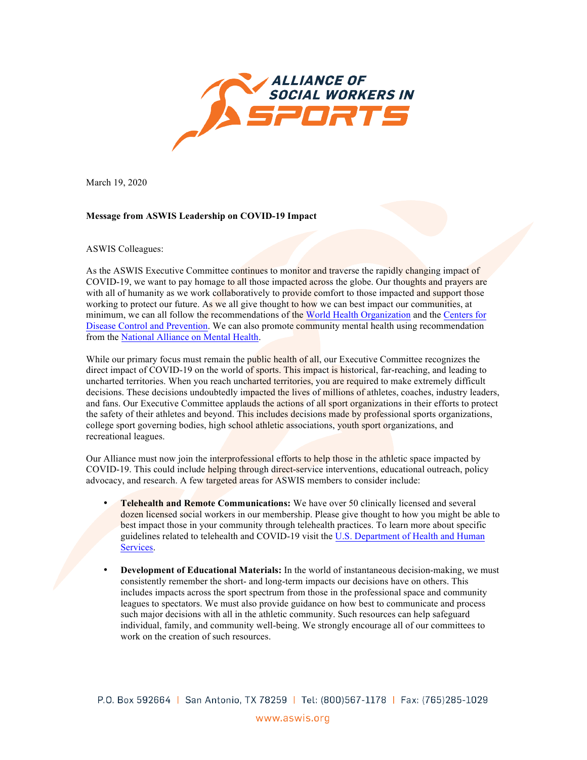March 19, 2020

**Message from ASWIS Leadership on COVID-19 Impact**

ASWIS Colleagues:

As the ASWIS Executive Committee continues to monitor and traverse the rapidly changing impact of COVID-19, we want to pay homage to all those impacted across the globe. Our thoughts and prayers are with all of humanity as we work collaboratively to provide comfort to those impacted and support those working to protect our future. As we all give thought to how we can best impact our communities, at minimum, we can all follow the recommendations of the World Health Organization and the Centers for Disease Control and Prevention. We can also promote community mental health using recommendation from the National Alliance on Mental Health.

While our primary focus must remain the public health of all, our Executive Committee recognizes the direct impact of COVID-19 on the world of sports. This impact is historical, far-reaching, and leading to uncharted territories. When you reach uncharted territories, you are required to make extremely difficult decisions. These decisions undoubtedly impacted the lives of millions of athletes, coaches, industry leaders, and fans. Our Executive Committee applauds the actions of all sport organizations in their efforts to protect the safety of their athletes and beyond. This includes decisions made by professional sports organizations, college sport governing bodies, high school athletic associations, youth sport organizations, and recreational leagues.

Our Alliance must now join the interprofessional efforts to help those in the athletic space impacted by COVID-19. This could include helping through direct-service interventions, educational outreach, policy advocacy, and research. A few targeted areas for ASWIS members to consider include:

- **Telehealth and Remote Communications:** We have over 50 clinically licensed and several dozen licensed social workers in our membership. Please give thought to how you might be able to best impact those in your community through telehealth practices. To learn more about specific guidelines related to telehealth and COVID-19 visit the U.S. Department of Health and Human Services.

- **Development of Educational Materials:** In the world of instantaneous decision-making, we must consistently remember the short- and long-term impacts our decisions have on others. This includes impacts across the sport spectrum from those in the professional space and community leagues to spectators. We must also provide guidance on how best to communicate and process such major decisions with all in the athletic community. Such resources can help safeguard individual, family, and community well-being. We strongly encourage all of our committees to work on the creation of such resources.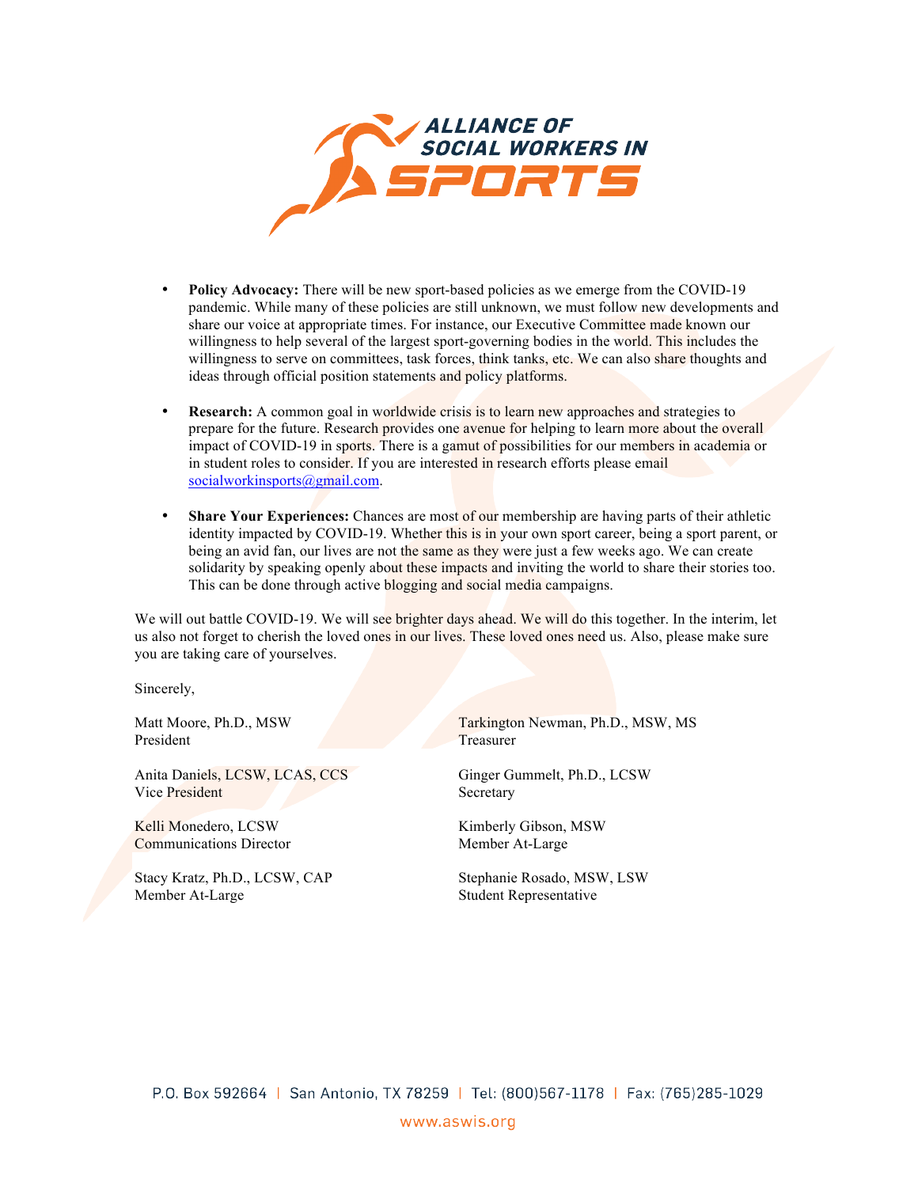- **Policy Advocacy:** There will be new sport-based policies as we emerge from the COVID-19 pandemic. While many of these policies are still unknown, we must follow new developments and share our voice at appropriate times. For instance, our Executive Committee made known our willingness to help several of the largest sport-governing bodies in the world. This includes the willingness to serve on committees, task forces, think tanks, etc. We can also share thoughts and ideas through official position statements and policy platforms.

- **Research:** A common goal in worldwide crisis is to learn new approaches and strategies to prepare for the future. Research provides one avenue for helping to learn more about the overall impact of COVID-19 in sports. There is a gamut of possibilities for our members in academia or in student roles to consider. If you are interested in research efforts please email socialworkinsports@gmail.com.

- **Share Your Experiences:** Chances are most of our membership are having parts of their athletic identity impacted by COVID-19. Whether this is in your own sport career, being a sport parent, or being an avid fan, our lives are not the same as they were just a few weeks ago. We can create solidarity by speaking openly about these impacts and inviting the world to share their stories too. This can be done through active blogging and social media campaigns.

We will out battle COVID-19. We will see brighter days ahead. We will do this together. In the interim, let us also not forget to cherish the loved ones in our lives. These loved ones need us. Also, please make sure you are taking care of yourselves.

Sincerely,

Matt Moore, Ph.D., MSW
President

Anita Daniels, LCSW, LCAS, CCS
Vice President

Kelli Monedero, LCSW
Communications Director

Stacy Kratz, Ph.D., LCSW, CAP
Member At-Large

Tarkington Newman, Ph.D., MSW, MS
Treasurer

Ginger Gummelt, Ph.D., LCSW
Secretary

Kimberly Gibson, MSW
Member At-Large

Stephanie Rosado, MSW, LSW
Student Representative